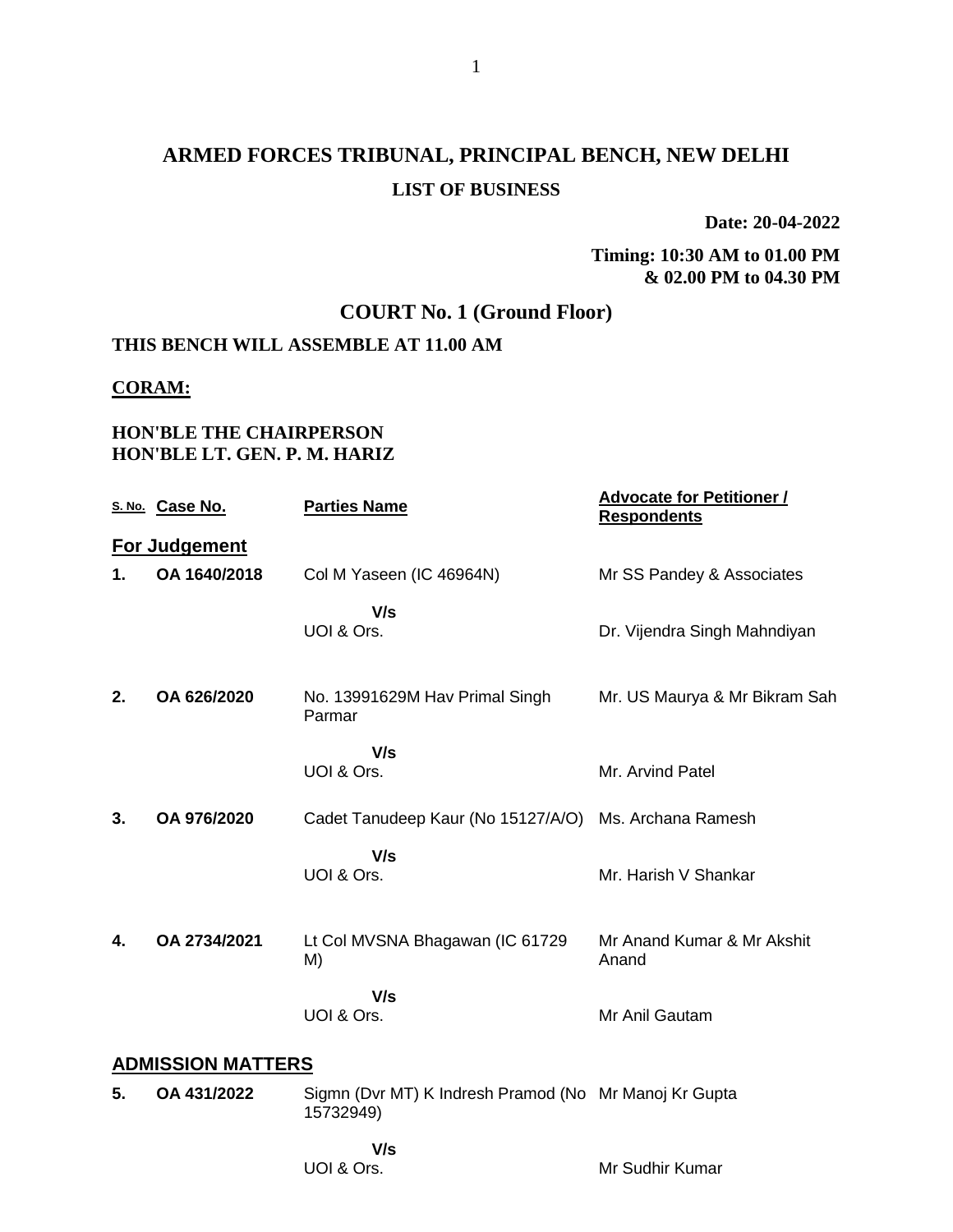# ARMED FORCES TRIBUNAL, PRINCIPAL BENCH, NEW DELHI

## LIST OF BUSINESS

**Date: 20-04-2022**

**Timing: 10:30 AM to 01.00 PM & 02.00 PM to 04.30 PM**

## COURT No. 1 (Ground Floor)

**THIS BENCH WILL ASSEMBLE AT 11.00 AM**

**CORAM:**

**HON'BLE THE CHAIRPERSON**
**HON'BLE LT. GEN. P. M. HARIZ**

| S. No. | Case No. | Parties Name | Advocate for Petitioner / Respondents |
|---|---|---|---|
| **For Judgement** | | | |
| **1.** | **OA 1640/2018** | Col M Yaseen (IC 46964N) | Mr SS Pandey & Associates |
| | | **V/s** UOI & Ors. | Dr. Vijendra Singh Mahndiyan |
| **2.** | **OA 626/2020** | No. 13991629M Hav Primal Singh Parmar | Mr. US Maurya & Mr Bikram Sah |
| | | **V/s** UOI & Ors. | Mr. Arvind Patel |
| **3.** | **OA 976/2020** | Cadet Tanudeep Kaur (No 15127/A/O) | Ms. Archana Ramesh |
| | | **V/s** UOI & Ors. | Mr. Harish V Shankar |
| **4.** | **OA 2734/2021** | Lt Col MVSNA Bhagawan (IC 61729 M) | Mr Anand Kumar & Mr Akshit Anand |
| | | **V/s** UOI & Ors. | Mr Anil Gautam |
| **ADMISSION MATTERS** | | | |
| **5.** | **OA 431/2022** | Sigmn (Dvr MT) K Indresh Pramod (No 15732949) | Mr Manoj Kr Gupta |
| | | **V/s** UOI & Ors. | Mr Sudhir Kumar |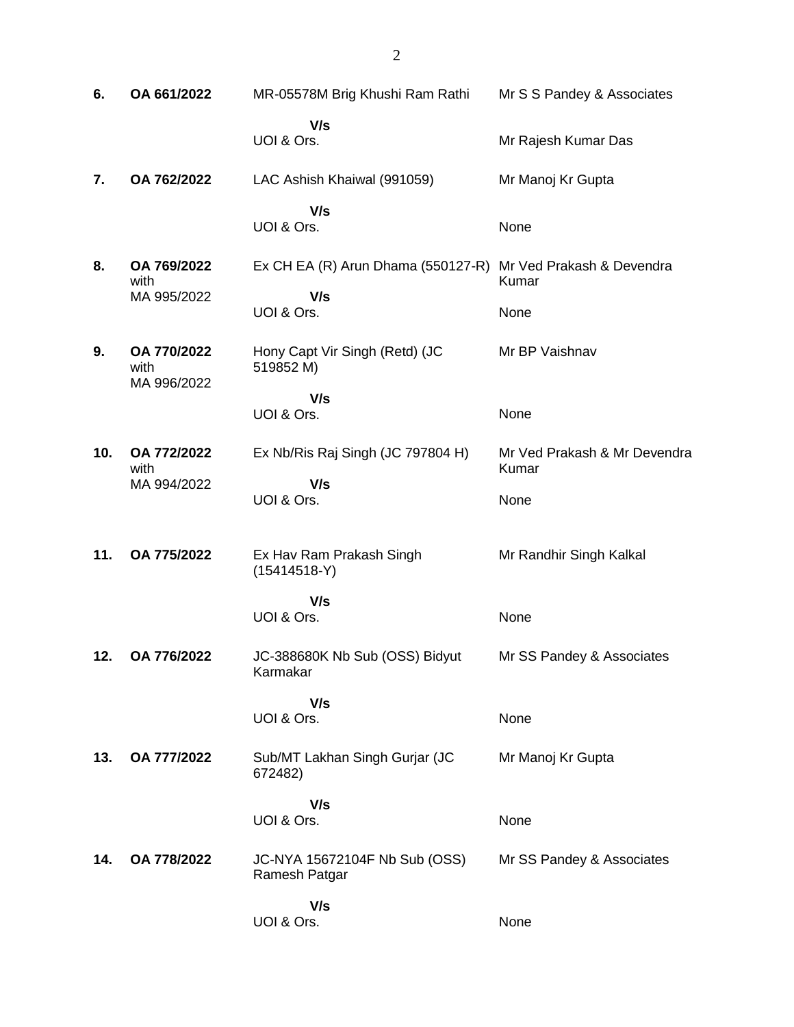| | | | |
|---|---|---|---|
| **6.** | **OA 661/2022** | MR-05578M Brig Khushi Ram Rathi<br>**V/s**<br>UOI & Ors. | Mr S S Pandey & Associates<br><br>Mr Rajesh Kumar Das |
| **7.** | **OA 762/2022** | LAC Ashish Khaiwal (991059)<br>**V/s**<br>UOI & Ors. | Mr Manoj Kr Gupta<br><br>None |
| **8.** | **OA 769/2022** with MA 995/2022 | Ex CH EA (R) Arun Dhama (550127-R)<br>**V/s**<br>UOI & Ors. | Mr Ved Prakash & Devendra Kumar<br><br>None |
| **9.** | **OA 770/2022** with MA 996/2022 | Hony Capt Vir Singh (Retd) (JC 519852 M)<br>**V/s**<br>UOI & Ors. | Mr BP Vaishnav<br><br>None |
| **10.** | **OA 772/2022** with MA 994/2022 | Ex Nb/Ris Raj Singh (JC 797804 H)<br>**V/s**<br>UOI & Ors. | Mr Ved Prakash & Mr Devendra Kumar<br><br>None |
| **11.** | **OA 775/2022** | Ex Hav Ram Prakash Singh (15414518-Y)<br>**V/s**<br>UOI & Ors. | Mr Randhir Singh Kalkal<br><br>None |
| **12.** | **OA 776/2022** | JC-388680K Nb Sub (OSS) Bidyut Karmakar<br>**V/s**<br>UOI & Ors. | Mr SS Pandey & Associates<br><br>None |
| **13.** | **OA 777/2022** | Sub/MT Lakhan Singh Gurjar (JC 672482)<br>**V/s**<br>UOI & Ors. | Mr Manoj Kr Gupta<br><br>None |
| **14.** | **OA 778/2022** | JC-NYA 15672104F Nb Sub (OSS) Ramesh Patgar<br>**V/s**<br>UOI & Ors. | Mr SS Pandey & Associates<br><br>None |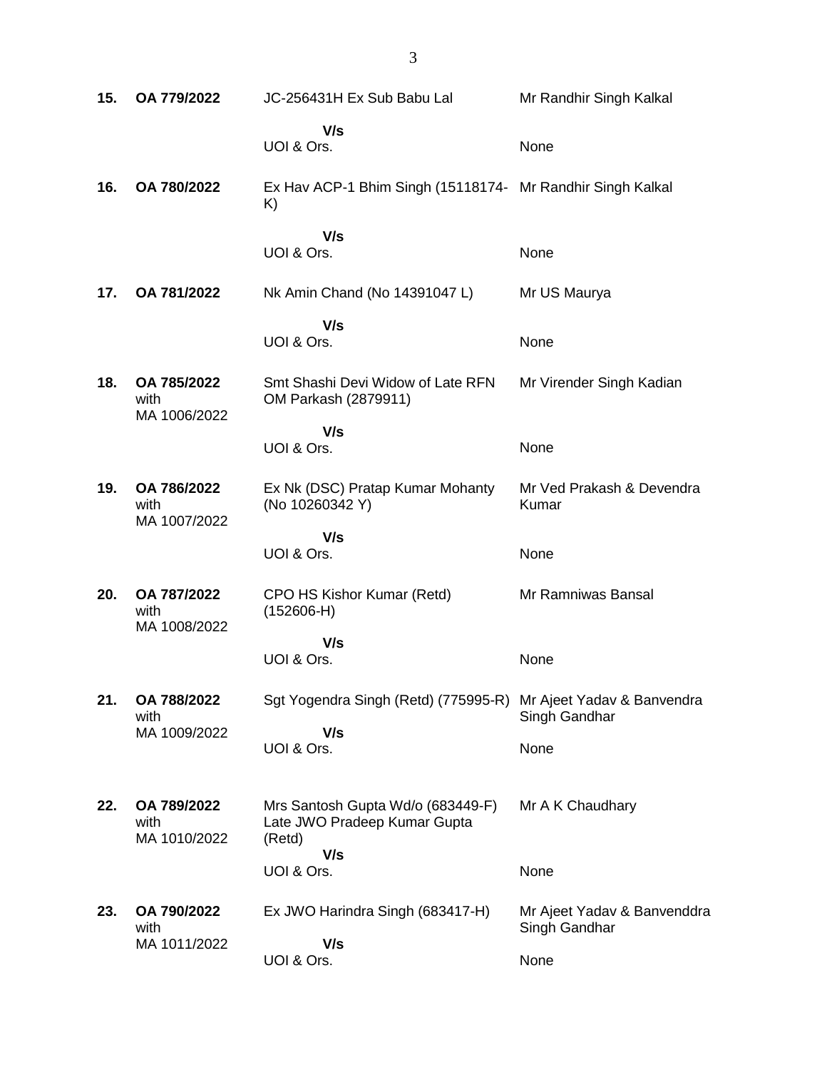| No. | Case No. | Parties | Counsel |
|---|---|---|---|
| **15.** | **OA 779/2022** | JC-256431H Ex Sub Babu Lal | Mr Randhir Singh Kalkal |
| | | **V/s** | |
| | | UOI & Ors. | None |
| **16.** | **OA 780/2022** | Ex Hav ACP-1 Bhim Singh (15118174-K) | Mr Randhir Singh Kalkal |
| | | **V/s** | |
| | | UOI & Ors. | None |
| **17.** | **OA 781/2022** | Nk Amin Chand (No 14391047 L) | Mr US Maurya |
| | | **V/s** | |
| | | UOI & Ors. | None |
| **18.** | **OA 785/2022** with MA 1006/2022 | Smt Shashi Devi Widow of Late RFN OM Parkash (2879911) | Mr Virender Singh Kadian |
| | | **V/s** | |
| | | UOI & Ors. | None |
| **19.** | **OA 786/2022** with MA 1007/2022 | Ex Nk (DSC) Pratap Kumar Mohanty (No 10260342 Y) | Mr Ved Prakash & Devendra Kumar |
| | | **V/s** | |
| | | UOI & Ors. | None |
| **20.** | **OA 787/2022** with MA 1008/2022 | CPO HS Kishor Kumar (Retd) (152606-H) | Mr Ramniwas Bansal |
| | | **V/s** | |
| | | UOI & Ors. | None |
| **21.** | **OA 788/2022** with MA 1009/2022 | Sgt Yogendra Singh (Retd) (775995-R) | Mr Ajeet Yadav & Banvendra Singh Gandhar |
| | | **V/s** | |
| | | UOI & Ors. | None |
| **22.** | **OA 789/2022** with MA 1010/2022 | Mrs Santosh Gupta Wd/o (683449-F) Late JWO Pradeep Kumar Gupta (Retd) | Mr A K Chaudhary |
| | | **V/s** | |
| | | UOI & Ors. | None |
| **23.** | **OA 790/2022** with MA 1011/2022 | Ex JWO Harindra Singh (683417-H) | Mr Ajeet Yadav & Banvenddra Singh Gandhar |
| | | **V/s** | |
| | | UOI & Ors. | None |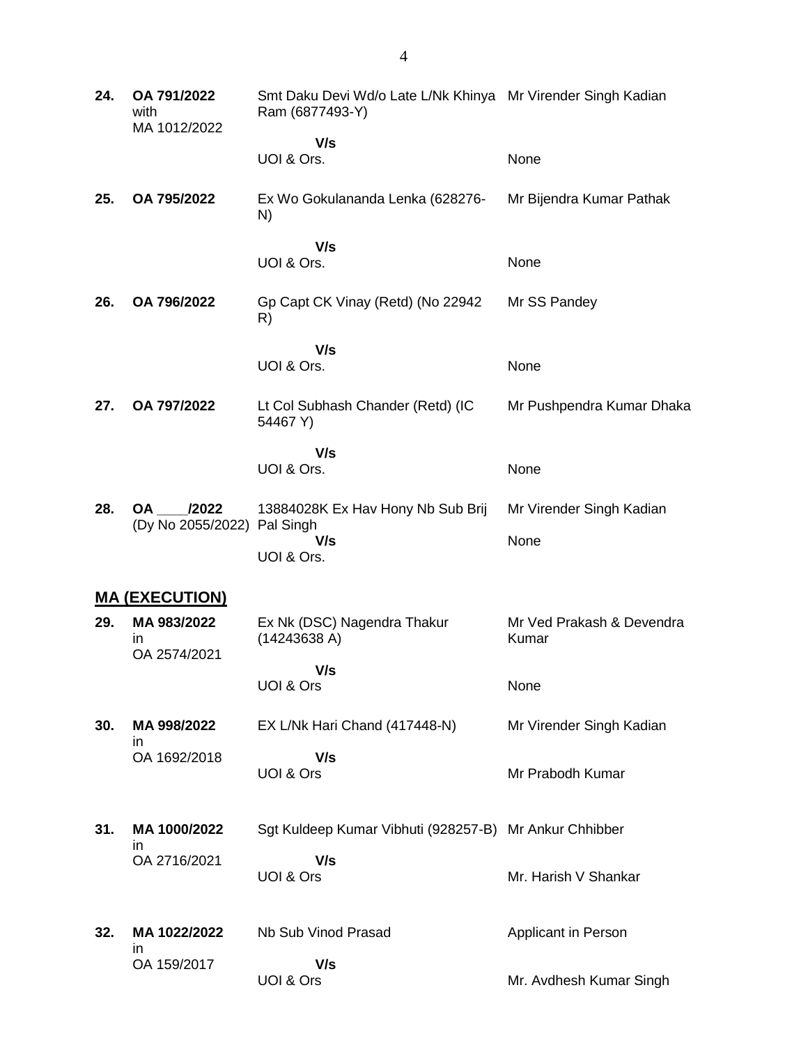| | | | |
|---|---|---|---|
| **24.** | **OA 791/2022** with MA 1012/2022 | Smt Daku Devi Wd/o Late L/Nk Khinya Ram (6877493-Y) | Mr Virender Singh Kadian |
| | | **V/s** UOI & Ors. | None |
| **25.** | **OA 795/2022** | Ex Wo Gokulananda Lenka (628276-N) | Mr Bijendra Kumar Pathak |
| | | **V/s** UOI & Ors. | None |
| **26.** | **OA 796/2022** | Gp Capt CK Vinay (Retd) (No 22942 R) | Mr SS Pandey |
| | | **V/s** UOI & Ors. | None |
| **27.** | **OA 797/2022** | Lt Col Subhash Chander (Retd) (IC 54467 Y) | Mr Pushpendra Kumar Dhaka |
| | | **V/s** UOI & Ors. | None |
| **28.** | **OA ____/2022** (Dy No 2055/2022) | 13884028K Ex Hav Hony Nb Sub Brij Pal Singh | Mr Virender Singh Kadian |
| | | **V/s** UOI & Ors. | None |

## MA (EXECUTION)

| | | | |
|---|---|---|---|
| **29.** | **MA 983/2022** in OA 2574/2021 | Ex Nk (DSC) Nagendra Thakur (14243638 A) | Mr Ved Prakash & Devendra Kumar |
| | | **V/s** UOI & Ors | None |
| **30.** | **MA 998/2022** in OA 1692/2018 | EX L/Nk Hari Chand (417448-N) | Mr Virender Singh Kadian |
| | | **V/s** UOI & Ors | Mr Prabodh Kumar |
| **31.** | **MA 1000/2022** in OA 2716/2021 | Sgt Kuldeep Kumar Vibhuti (928257-B) | Mr Ankur Chhibber |
| | | **V/s** UOI & Ors | Mr. Harish V Shankar |
| **32.** | **MA 1022/2022** in OA 159/2017 | Nb Sub Vinod Prasad | Applicant in Person |
| | | **V/s** UOI & Ors | Mr. Avdhesh Kumar Singh |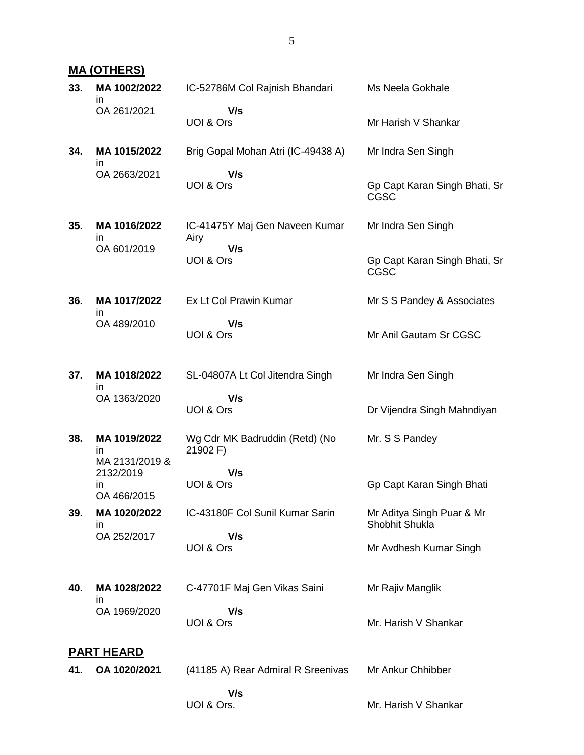## MA (OTHERS)

| No. | Case No. | Parties | Counsel |
|---|---|---|---|
| **33.** | **MA 1002/2022** in OA 261/2021 | IC-52786M Col Rajnish Bhandari **V/s** UOI & Ors | Ms Neela Gokhale / Mr Harish V Shankar |
| **34.** | **MA 1015/2022** in OA 2663/2021 | Brig Gopal Mohan Atri (IC-49438 A) **V/s** UOI & Ors | Mr Indra Sen Singh / Gp Capt Karan Singh Bhati, Sr CGSC |
| **35.** | **MA 1016/2022** in OA 601/2019 | IC-41475Y Maj Gen Naveen Kumar Airy **V/s** UOI & Ors | Mr Indra Sen Singh / Gp Capt Karan Singh Bhati, Sr CGSC |
| **36.** | **MA 1017/2022** in OA 489/2010 | Ex Lt Col Prawin Kumar **V/s** UOI & Ors | Mr S S Pandey & Associates / Mr Anil Gautam Sr CGSC |
| **37.** | **MA 1018/2022** in OA 1363/2020 | SL-04807A Lt Col Jitendra Singh **V/s** UOI & Ors | Mr Indra Sen Singh / Dr Vijendra Singh Mahndiyan |
| **38.** | **MA 1019/2022** in MA 2131/2019 & 2132/2019 in OA 466/2015 | Wg Cdr MK Badruddin (Retd) (No 21902 F) **V/s** UOI & Ors | Mr. S S Pandey / Gp Capt Karan Singh Bhati |
| **39.** | **MA 1020/2022** in OA 252/2017 | IC-43180F Col Sunil Kumar Sarin **V/s** UOI & Ors | Mr Aditya Singh Puar & Mr Shobhit Shukla / Mr Avdhesh Kumar Singh |
| **40.** | **MA 1028/2022** in OA 1969/2020 | C-47701F Maj Gen Vikas Saini **V/s** UOI & Ors | Mr Rajiv Manglik / Mr. Harish V Shankar |

## PART HEARD

| No. | Case No. | Parties | Counsel |
|---|---|---|---|
| **41.** | **OA 1020/2021** | (41185 A) Rear Admiral R Sreenivas **V/s** UOI & Ors. | Mr Ankur Chhibber / Mr. Harish V Shankar |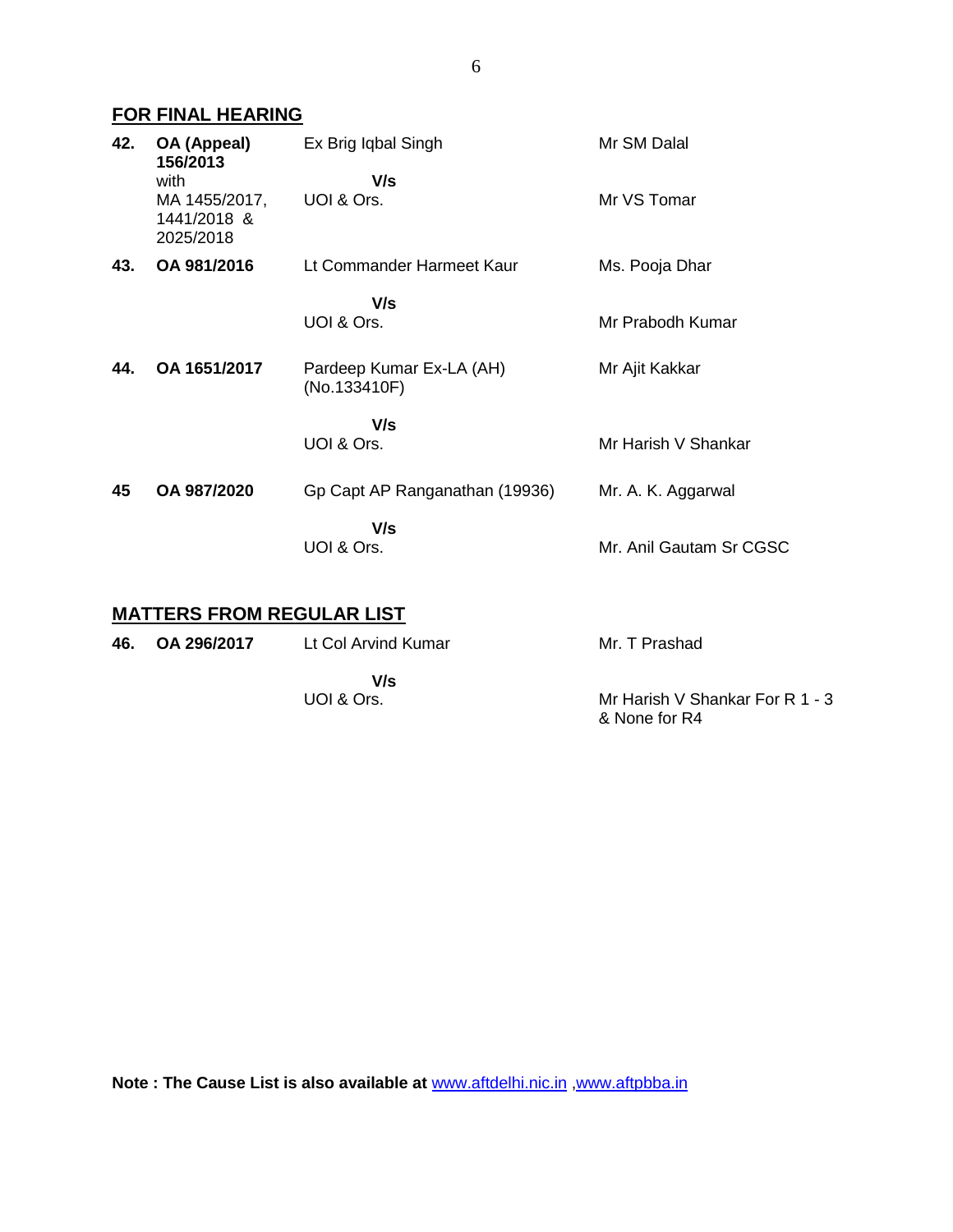## FOR FINAL HEARING

| | | | |
|---|---|---|---|
| **42.** | **OA (Appeal) 156/2013** with MA 1455/2017, 1441/2018 & 2025/2018 | Ex Brig Iqbal Singh<br>**V/s**<br>UOI & Ors. | Mr SM Dalal<br><br>Mr VS Tomar |
| **43.** | **OA 981/2016** | Lt Commander Harmeet Kaur<br>**V/s**<br>UOI & Ors. | Ms. Pooja Dhar<br><br>Mr Prabodh Kumar |
| **44.** | **OA 1651/2017** | Pardeep Kumar Ex-LA (AH) (No.133410F)<br>**V/s**<br>UOI & Ors. | Mr Ajit Kakkar<br><br>Mr Harish V Shankar |
| **45** | **OA 987/2020** | Gp Capt AP Ranganathan (19936)<br>**V/s**<br>UOI & Ors. | Mr. A. K. Aggarwal<br><br>Mr. Anil Gautam Sr CGSC |

## MATTERS FROM REGULAR LIST

| | | | |
|---|---|---|---|
| **46.** | **OA 296/2017** | Lt Col Arvind Kumar<br>**V/s**<br>UOI & Ors. | Mr. T Prashad<br><br>Mr Harish V Shankar For R 1 - 3 & None for R4 |

**Note : The Cause List is also available at** www.aftdelhi.nic.in ,www.aftpbba.in